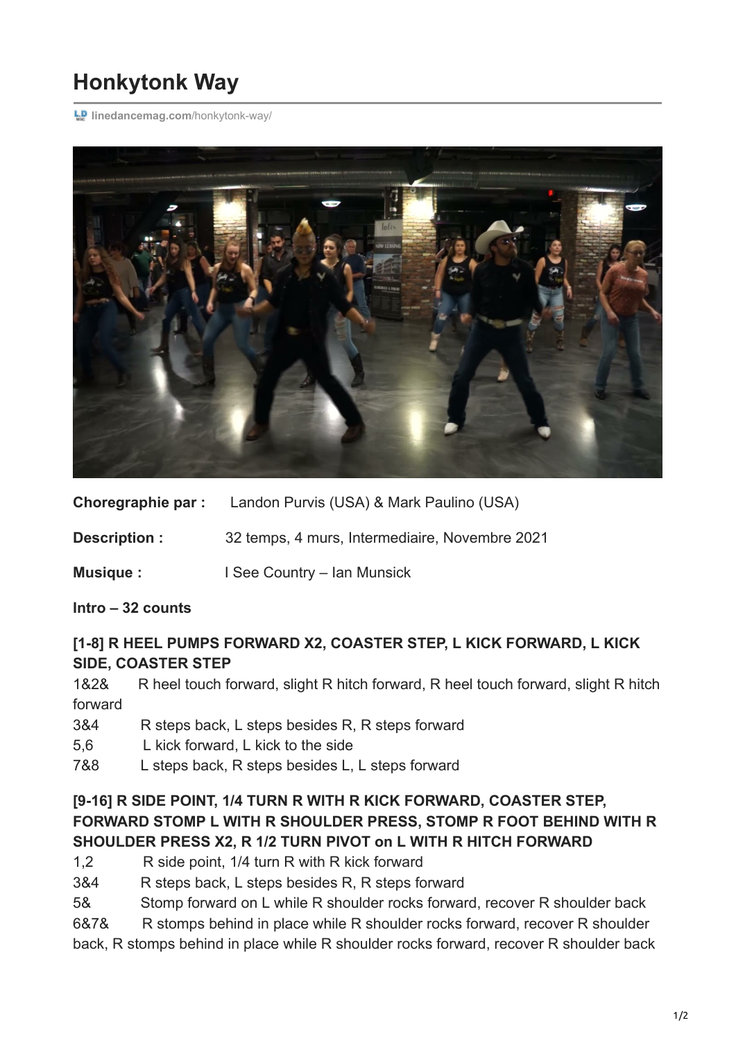# Honkytonk Way

linedancemag.com/honkytonk-way/

**Choregraphie par :** Landon Purvis (USA) & Mark Paulino (USA)

**Description :** 32 temps, 4 murs, Intermediaire, Novembre 2021

**Musique :** I See Country – Ian Munsick

**Intro – 32 counts**

### [1-8] R HEEL PUMPS FORWARD X2, COASTER STEP, L KICK FORWARD, L KICK SIDE, COASTER STEP

1&2& R heel touch forward, slight R hitch forward, R heel touch forward, slight R hitch forward

3&4 R steps back, L steps besides R, R steps forward

5,6 L kick forward, L kick to the side

7&8 L steps back, R steps besides L, L steps forward

### [9-16] R SIDE POINT, 1/4 TURN R WITH R KICK FORWARD, COASTER STEP, FORWARD STOMP L WITH R SHOULDER PRESS, STOMP R FOOT BEHIND WITH R SHOULDER PRESS X2, R 1/2 TURN PIVOT on L WITH R HITCH FORWARD

1,2 R side point, 1/4 turn R with R kick forward

3&4 R steps back, L steps besides R, R steps forward

5& Stomp forward on L while R shoulder rocks forward, recover R shoulder back

6&7& R stomps behind in place while R shoulder rocks forward, recover R shoulder back, R stomps behind in place while R shoulder rocks forward, recover R shoulder back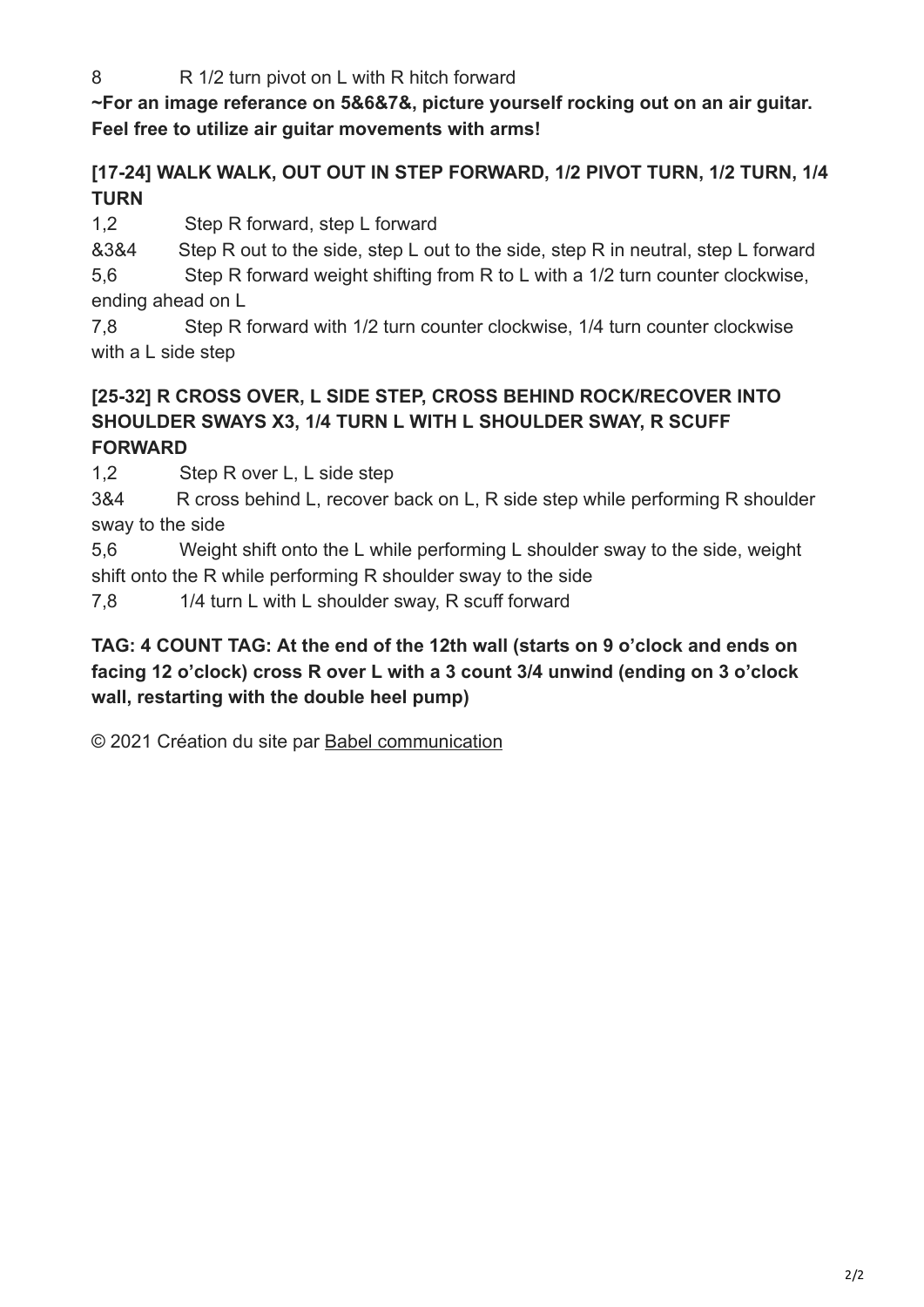8	R 1/2 turn pivot on L with R hitch forward

**~For an image referance on 5&6&7&, picture yourself rocking out on an air guitar. Feel free to utilize air guitar movements with arms!**

### [17-24] WALK WALK, OUT OUT IN STEP FORWARD, 1/2 PIVOT TURN, 1/2 TURN, 1/4 TURN

1,2	Step R forward, step L forward

&3&4	Step R out to the side, step L out to the side, step R in neutral, step L forward

5,6	Step R forward weight shifting from R to L with a 1/2 turn counter clockwise, ending ahead on L

7,8	Step R forward with 1/2 turn counter clockwise, 1/4 turn counter clockwise with a L side step

### [25-32] R CROSS OVER, L SIDE STEP, CROSS BEHIND ROCK/RECOVER INTO SHOULDER SWAYS X3, 1/4 TURN L WITH L SHOULDER SWAY, R SCUFF FORWARD

1,2	Step R over L, L side step

3&4	R cross behind L, recover back on L, R side step while performing R shoulder sway to the side

5,6	Weight shift onto the L while performing L shoulder sway to the side, weight shift onto the R while performing R shoulder sway to the side

7,8	1/4 turn L with L shoulder sway, R scuff forward

### TAG: 4 COUNT TAG: At the end of the 12th wall (starts on 9 o'clock and ends on facing 12 o'clock) cross R over L with a 3 count 3/4 unwind (ending on 3 o'clock wall, restarting with the double heel pump)

© 2021 Création du site par Babel communication